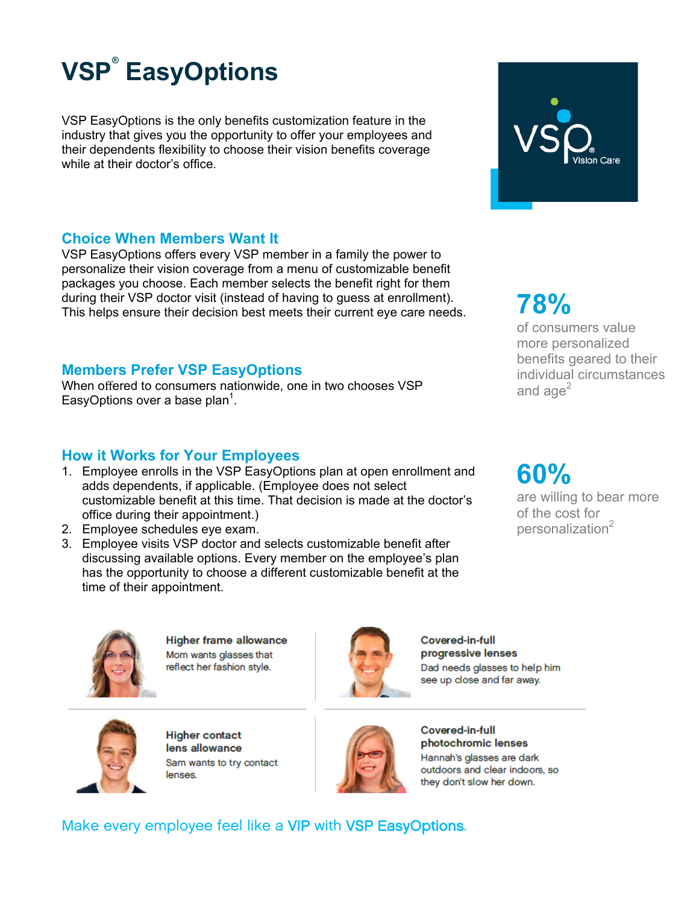# VSP® EasyOptions

VSP EasyOptions is the only benefits customization feature in the industry that gives you the opportunity to offer your employees and their dependents flexibility to choose their vision benefits coverage while at their doctor's office.

VSP Vision Care

## Choice When Members Want It

VSP EasyOptions offers every VSP member in a family the power to personalize their vision coverage from a menu of customizable benefit packages you choose. Each member selects the benefit right for them during their VSP doctor visit (instead of having to guess at enrollment). This helps ensure their decision best meets their current eye care needs.

**78%**

of consumers value more personalized benefits geared to their individual circumstances and age[2]

## Members Prefer VSP EasyOptions

When offered to consumers nationwide, one in two chooses VSP EasyOptions over a base plan[1].

**60%**

are willing to bear more of the cost for personalization[2]

## How it Works for Your Employees

1. Employee enrolls in the VSP EasyOptions plan at open enrollment and adds dependents, if applicable. (Employee does not select customizable benefit at this time. That decision is made at the doctor's office during their appointment.)
2. Employee schedules eye exam.
3. Employee visits VSP doctor and selects customizable benefit after discussing available options. Every member on the employee's plan has the opportunity to choose a different customizable benefit at the time of their appointment.

**Higher frame allowance**
Mom wants glasses that reflect her fashion style.

**Covered-in-full progressive lenses**
Dad needs glasses to help him see up close and far away.

**Higher contact lens allowance**
Sam wants to try contact lenses.

**Covered-in-full photochromic lenses**
Hannah's glasses are dark outdoors and clear indoors, so they don't slow her down.

Make every employee feel like a **VIP** with **VSP EasyOptions**.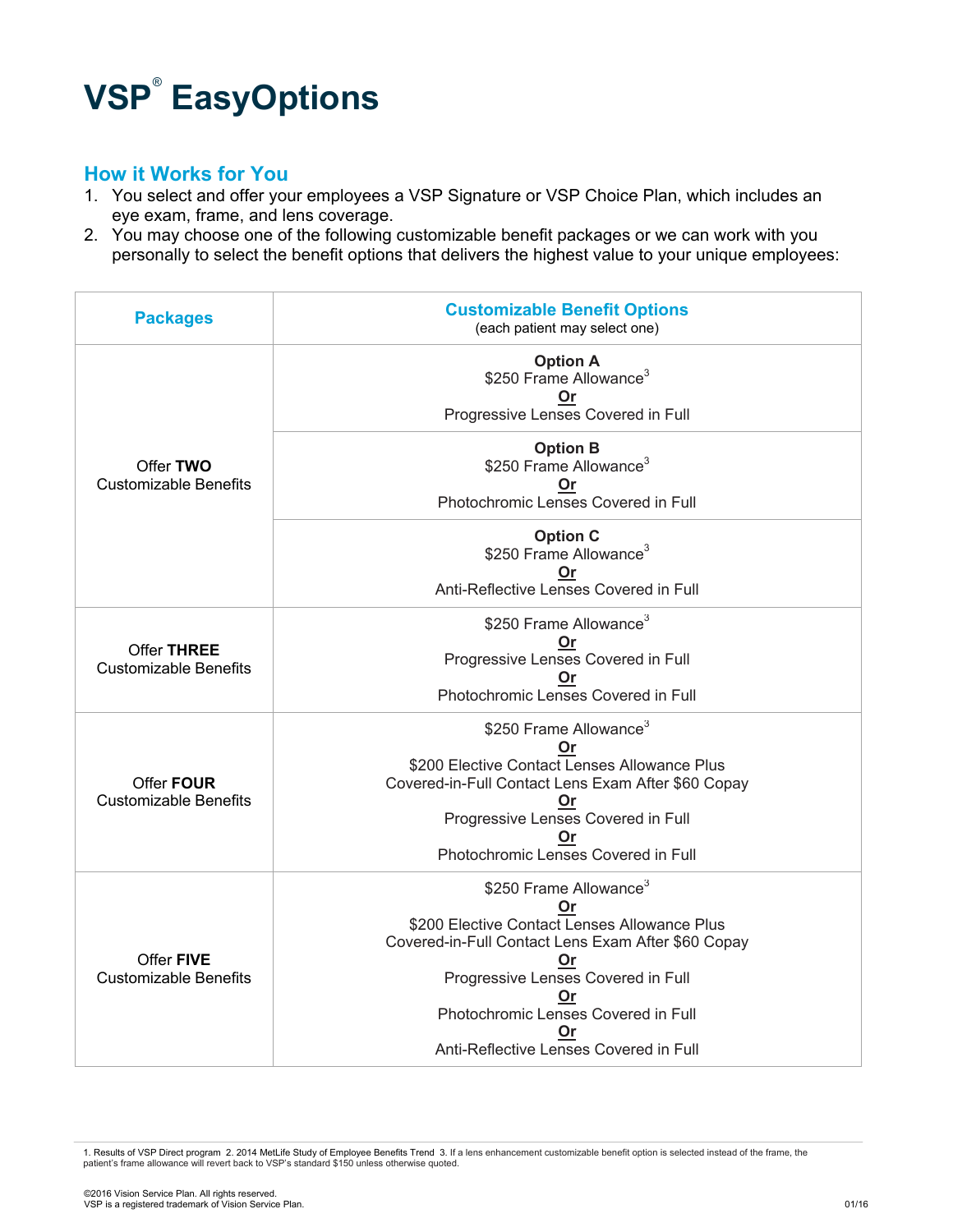# VSP® EasyOptions

## How it Works for You

1. You select and offer your employees a VSP Signature or VSP Choice Plan, which includes an eye exam, frame, and lens coverage.
2. You may choose one of the following customizable benefit packages or we can work with you personally to select the benefit options that delivers the highest value to your unique employees:

| Packages | Customizable Benefit Options (each patient may select one) |
|---|---|
| Offer **TWO** Customizable Benefits | **Option A** $250 Frame Allowance[3] **Or** Progressive Lenses Covered in Full |
| | **Option B** $250 Frame Allowance[3] **Or** Photochromic Lenses Covered in Full |
| | **Option C** $250 Frame Allowance[3] **Or** Anti-Reflective Lenses Covered in Full |
| Offer **THREE** Customizable Benefits | $250 Frame Allowance[3] **Or** Progressive Lenses Covered in Full **Or** Photochromic Lenses Covered in Full |
| Offer **FOUR** Customizable Benefits | $250 Frame Allowance[3] **Or** $200 Elective Contact Lenses Allowance Plus Covered-in-Full Contact Lens Exam After $60 Copay **Or** Progressive Lenses Covered in Full **Or** Photochromic Lenses Covered in Full |
| Offer **FIVE** Customizable Benefits | $250 Frame Allowance[3] **Or** $200 Elective Contact Lenses Allowance Plus Covered-in-Full Contact Lens Exam After $60 Copay **Or** Progressive Lenses Covered in Full **Or** Photochromic Lenses Covered in Full **Or** Anti-Reflective Lenses Covered in Full |

1. Results of VSP Direct program 2. 2014 MetLife Study of Employee Benefits Trend 3. If a lens enhancement customizable benefit option is selected instead of the frame, the patient's frame allowance will revert back to VSP's standard $150 unless otherwise quoted.

©2016 Vision Service Plan. All rights reserved.
VSP is a registered trademark of Vision Service Plan.

01/16